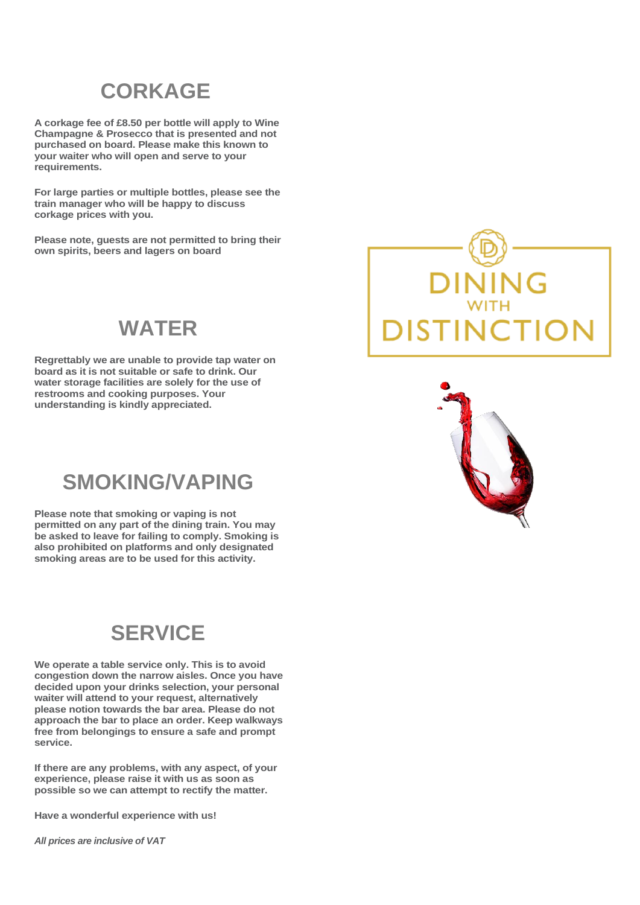## CORKAGE

**A corkage fee of £8.50 per bottle will apply to Wine Champagne & Prosecco that is presented and not purchased on board. Please make this known to your waiter who will open and serve to your requirements.**

**For large parties or multiple bottles, please see the train manager who will be happy to discuss corkage prices with you.**

**Please note, guests are not permitted to bring their own spirits, beers and lagers on board**

DINING WITH DISTINCTION

## WATER

**Regrettably we are unable to provide tap water on board as it is not suitable or safe to drink. Our water storage facilities are solely for the use of restrooms and cooking purposes. Your understanding is kindly appreciated.**

## SMOKING/VAPING

**Please note that smoking or vaping is not permitted on any part of the dining train. You may be asked to leave for failing to comply. Smoking is also prohibited on platforms and only designated smoking areas are to be used for this activity.**

## SERVICE

**We operate a table service only. This is to avoid congestion down the narrow aisles. Once you have decided upon your drinks selection, your personal waiter will attend to your request, alternatively please notion towards the bar area. Please do not approach the bar to place an order. Keep walkways free from belongings to ensure a safe and prompt service.**

**If there are any problems, with any aspect, of your experience, please raise it with us as soon as possible so we can attempt to rectify the matter.**

**Have a wonderful experience with us!**

***All prices are inclusive of VAT***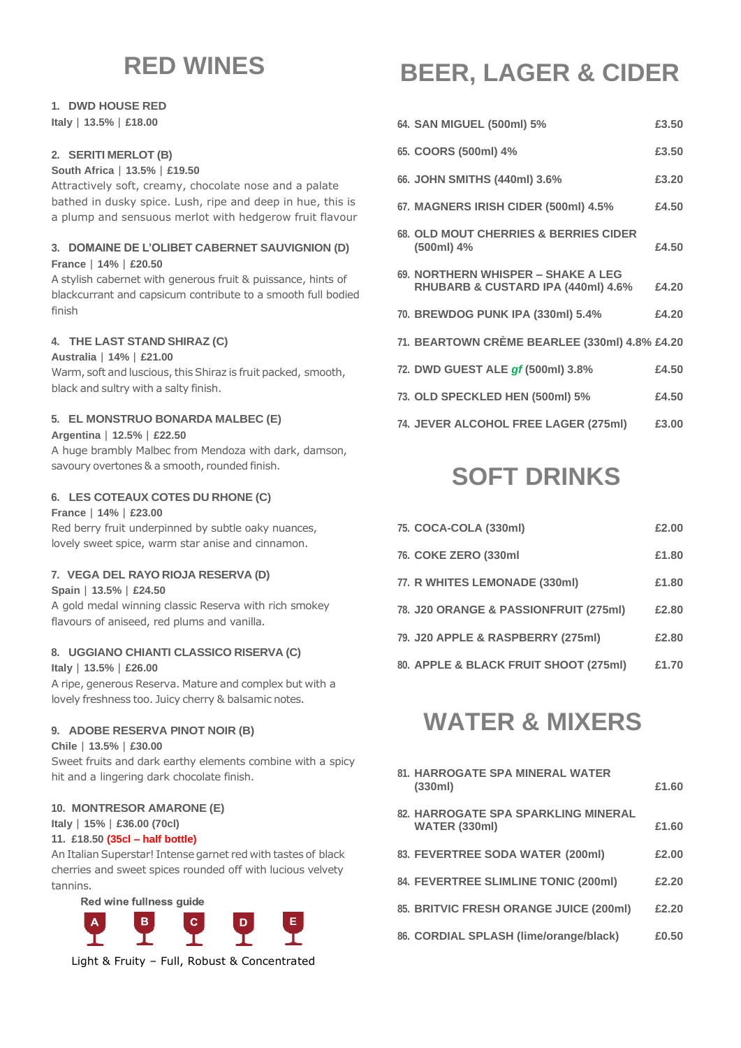# RED WINES

**1. DWD HOUSE RED**
**Italy | 13.5% | £18.00**

**2. SERITI MERLOT (B)**
**South Africa | 13.5% | £19.50**
Attractively soft, creamy, chocolate nose and a palate bathed in dusky spice. Lush, ripe and deep in hue, this is a plump and sensuous merlot with hedgerow fruit flavour

**3. DOMAINE DE L'OLIBET CABERNET SAUVIGNION (D)**
**France | 14% | £20.50**
A stylish cabernet with generous fruit & puissance, hints of blackcurrant and capsicum contribute to a smooth full bodied finish

**4. THE LAST STAND SHIRAZ (C)**
**Australia | 14% | £21.00**
Warm, soft and luscious, this Shiraz is fruit packed, smooth, black and sultry with a salty finish.

**5. EL MONSTRUO BONARDA MALBEC (E)**
**Argentina | 12.5% | £22.50**
A huge brambly Malbec from Mendoza with dark, damson, savoury overtones & a smooth, rounded finish.

**6. LES COTEAUX COTES DU RHONE (C)**
**France | 14% | £23.00**
Red berry fruit underpinned by subtle oaky nuances, lovely sweet spice, warm star anise and cinnamon.

**7. VEGA DEL RAYO RIOJA RESERVA (D)**
**Spain | 13.5% | £24.50**
A gold medal winning classic Reserva with rich smokey flavours of aniseed, red plums and vanilla.

**8. UGGIANO CHIANTI CLASSICO RISERVA (C)**
**Italy | 13.5% | £26.00**
A ripe, generous Reserva. Mature and complex but with a lovely freshness too. Juicy cherry & balsamic notes.

**9. ADOBE RESERVA PINOT NOIR (B)**
**Chile | 13.5% | £30.00**
Sweet fruits and dark earthy elements combine with a spicy hit and a lingering dark chocolate finish.

**10. MONTRESOR AMARONE (E)**
**Italy | 15% | £36.00 (70cl)**
**11. £18.50 (35cl – half bottle)**
An Italian Superstar! Intense garnet red with tastes of black cherries and sweet spices rounded off with lucious velvety tannins.

**Red wine fullness guide**

A B C D E

Light & Fruity – Full, Robust & Concentrated

# BEER, LAGER & CIDER

| Item | Price |
|---|---|
| 64. SAN MIGUEL (500ml) 5% | £3.50 |
| 65. COORS (500ml) 4% | £3.50 |
| 66. JOHN SMITHS (440ml) 3.6% | £3.20 |
| 67. MAGNERS IRISH CIDER (500ml) 4.5% | £4.50 |
| 68. OLD MOUT CHERRIES & BERRIES CIDER (500ml) 4% | £4.50 |
| 69. NORTHERN WHISPER – SHAKE A LEG RHUBARB & CUSTARD IPA (440ml) 4.6% | £4.20 |
| 70. BREWDOG PUNK IPA (330ml) 5.4% | £4.20 |
| 71. BEARTOWN CRÈME BEARLEE (330ml) 4.8% | £4.20 |
| 72. DWD GUEST ALE *gf* (500ml) 3.8% | £4.50 |
| 73. OLD SPECKLED HEN (500ml) 5% | £4.50 |
| 74. JEVER ALCOHOL FREE LAGER (275ml) | £3.00 |

# SOFT DRINKS

| Item | Price |
|---|---|
| 75. COCA-COLA (330ml) | £2.00 |
| 76. COKE ZERO (330ml | £1.80 |
| 77. R WHITES LEMONADE (330ml) | £1.80 |
| 78. J20 ORANGE & PASSIONFRUIT (275ml) | £2.80 |
| 79. J20 APPLE & RASPBERRY (275ml) | £2.80 |
| 80. APPLE & BLACK FRUIT SHOOT (275ml) | £1.70 |

# WATER & MIXERS

| Item | Price |
|---|---|
| 81. HARROGATE SPA MINERAL WATER (330ml) | £1.60 |
| 82. HARROGATE SPA SPARKLING MINERAL WATER (330ml) | £1.60 |
| 83. FEVERTREE SODA WATER (200ml) | £2.00 |
| 84. FEVERTREE SLIMLINE TONIC (200ml) | £2.20 |
| 85. BRITVIC FRESH ORANGE JUICE (200ml) | £2.20 |
| 86. CORDIAL SPLASH (lime/orange/black) | £0.50 |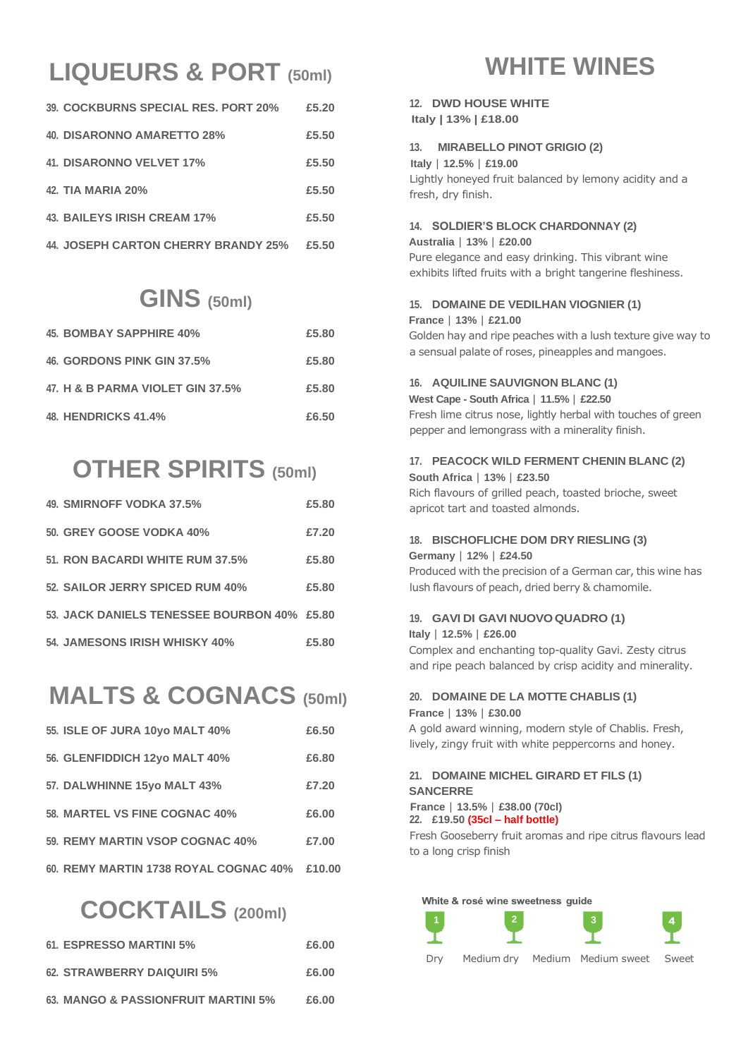# LIQUEURS & PORT (50ml)

| | |
|---|---|
| 39. COCKBURNS SPECIAL RES. PORT 20% | £5.20 |
| 40. DISARONNO AMARETTO 28% | £5.50 |
| 41. DISARONNO VELVET 17% | £5.50 |
| 42. TIA MARIA 20% | £5.50 |
| 43. BAILEYS IRISH CREAM 17% | £5.50 |
| 44. JOSEPH CARTON CHERRY BRANDY 25% | £5.50 |

# GINS (50ml)

| | |
|---|---|
| 45. BOMBAY SAPPHIRE 40% | £5.80 |
| 46. GORDONS PINK GIN 37.5% | £5.80 |
| 47. H & B PARMA VIOLET GIN 37.5% | £5.80 |
| 48. HENDRICKS 41.4% | £6.50 |

# OTHER SPIRITS (50ml)

| | |
|---|---|
| 49. SMIRNOFF VODKA 37.5% | £5.80 |
| 50. GREY GOOSE VODKA 40% | £7.20 |
| 51. RON BACARDI WHITE RUM 37.5% | £5.80 |
| 52. SAILOR JERRY SPICED RUM 40% | £5.80 |
| 53. JACK DANIELS TENESSEE BOURBON 40% | £5.80 |
| 54. JAMESONS IRISH WHISKY 40% | £5.80 |

# MALTS & COGNACS (50ml)

| | |
|---|---|
| 55. ISLE OF JURA 10yo MALT 40% | £6.50 |
| 56. GLENFIDDICH 12yo MALT 40% | £6.80 |
| 57. DALWHINNE 15yo MALT 43% | £7.20 |
| 58. MARTEL VS FINE COGNAC 40% | £6.00 |
| 59. REMY MARTIN VSOP COGNAC 40% | £7.00 |
| 60. REMY MARTIN 1738 ROYAL COGNAC 40% | £10.00 |

# COCKTAILS (200ml)

| | |
|---|---|
| 61. ESPRESSO MARTINI 5% | £6.00 |
| 62. STRAWBERRY DAIQUIRI 5% | £6.00 |
| 63. MANGO & PASSIONFRUIT MARTINI 5% | £6.00 |

# WHITE WINES

**12. DWD HOUSE WHITE**
**Italy | 13% | £18.00**

**13. MIRABELLO PINOT GRIGIO (2)**
**Italy | 12.5% | £19.00**
Lightly honeyed fruit balanced by lemony acidity and a fresh, dry finish.

**14. SOLDIER'S BLOCK CHARDONNAY (2)**
**Australia | 13% | £20.00**
Pure elegance and easy drinking. This vibrant wine exhibits lifted fruits with a bright tangerine fleshiness.

**15. DOMAINE DE VEDILHAN VIOGNIER (1)**
**France | 13% | £21.00**
Golden hay and ripe peaches with a lush texture give way to a sensual palate of roses, pineapples and mangoes.

**16. AQUILINE SAUVIGNON BLANC (1)**
**West Cape - South Africa | 11.5% | £22.50**
Fresh lime citrus nose, lightly herbal with touches of green pepper and lemongrass with a minerality finish.

**17. PEACOCK WILD FERMENT CHENIN BLANC (2)**
**South Africa | 13% | £23.50**
Rich flavours of grilled peach, toasted brioche, sweet apricot tart and toasted almonds.

**18. BISCHOFLICHE DOM DRY RIESLING (3)**
**Germany | 12% | £24.50**
Produced with the precision of a German car, this wine has lush flavours of peach, dried berry & chamomile.

**19. GAVI DI GAVI NUOVO QUADRO (1)**
**Italy | 12.5% | £26.00**
Complex and enchanting top-quality Gavi. Zesty citrus and ripe peach balanced by crisp acidity and minerality.

**20. DOMAINE DE LA MOTTE CHABLIS (1)**
**France | 13% | £30.00**
A gold award winning, modern style of Chablis. Fresh, lively, zingy fruit with white peppercorns and honey.

**21. DOMAINE MICHEL GIRARD ET FILS (1) SANCERRE**
**France | 13.5% | £38.00 (70cl)**
**22. £19.50 (35cl – half bottle)**
Fresh Gooseberry fruit aromas and ripe citrus flavours lead to a long crisp finish

**White & rosé wine sweetness guide**

1 Dry | 2 Medium dry | 3 Medium | 4 Medium sweet | 5 Sweet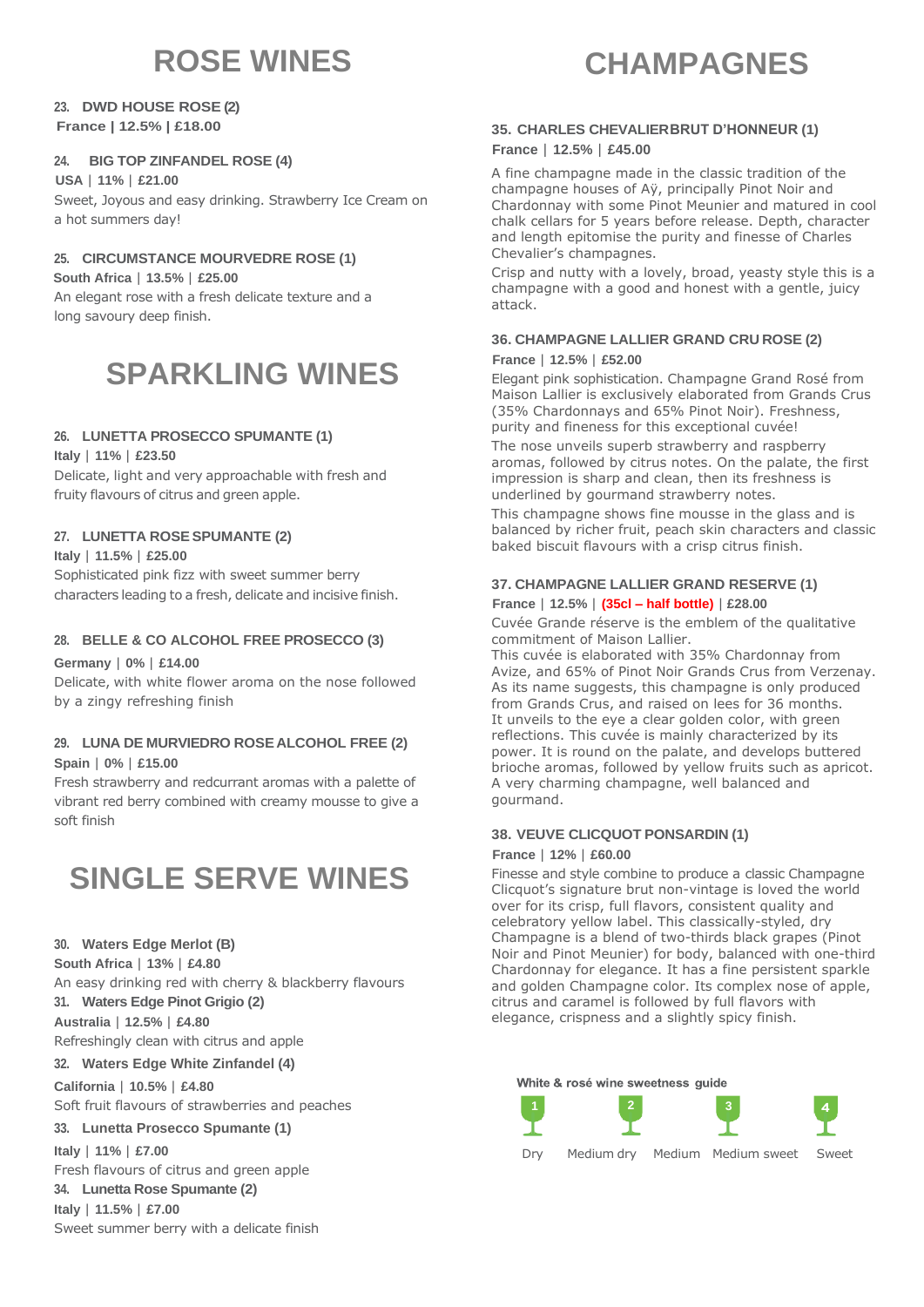# ROSE WINES

### 23. DWD HOUSE ROSE (2)
**France | 12.5% | £18.00**

### 24. BIG TOP ZINFANDEL ROSE (4)
**USA | 11% | £21.00**

Sweet, Joyous and easy drinking. Strawberry Ice Cream on a hot summers day!

### 25. CIRCUMSTANCE MOURVEDRE ROSE (1)
**South Africa | 13.5% | £25.00**

An elegant rose with a fresh delicate texture and a long savoury deep finish.

# SPARKLING WINES

### 26. LUNETTA PROSECCO SPUMANTE (1)
**Italy | 11% | £23.50**

Delicate, light and very approachable with fresh and fruity flavours of citrus and green apple.

### 27. LUNETTA ROSE SPUMANTE (2)
**Italy | 11.5% | £25.00**

Sophisticated pink fizz with sweet summer berry characters leading to a fresh, delicate and incisive finish.

### 28. BELLE & CO ALCOHOL FREE PROSECCO (3)
**Germany | 0% | £14.00**

Delicate, with white flower aroma on the nose followed by a zingy refreshing finish

### 29. LUNA DE MURVIEDRO ROSE ALCOHOL FREE (2)
**Spain | 0% | £15.00**

Fresh strawberry and redcurrant aromas with a palette of vibrant red berry combined with creamy mousse to give a soft finish

# SINGLE SERVE WINES

### 30. Waters Edge Merlot (B)
**South Africa | 13% | £4.80**

An easy drinking red with cherry & blackberry flavours

### 31. Waters Edge Pinot Grigio (2)
**Australia | 12.5% | £4.80**

Refreshingly clean with citrus and apple

### 32. Waters Edge White Zinfandel (4)
**California | 10.5% | £4.80**

Soft fruit flavours of strawberries and peaches

### 33. Lunetta Prosecco Spumante (1)
**Italy | 11% | £7.00**

Fresh flavours of citrus and green apple

### 34. Lunetta Rose Spumante (2)
**Italy | 11.5% | £7.00**

Sweet summer berry with a delicate finish

# CHAMPAGNES

### 35. CHARLES CHEVALIER BRUT D'HONNEUR (1)
**France | 12.5% | £45.00**

A fine champagne made in the classic tradition of the champagne houses of Aÿ, principally Pinot Noir and Chardonnay with some Pinot Meunier and matured in cool chalk cellars for 5 years before release. Depth, character and length epitomise the purity and finesse of Charles Chevalier's champagnes.

Crisp and nutty with a lovely, broad, yeasty style this is a champagne with a good and honest with a gentle, juicy attack.

### 36. CHAMPAGNE LALLIER GRAND CRU ROSE (2)
**France | 12.5% | £52.00**

Elegant pink sophistication. Champagne Grand Rosé from Maison Lallier is exclusively elaborated from Grands Crus (35% Chardonnays and 65% Pinot Noir). Freshness, purity and fineness for this exceptional cuvée!

The nose unveils superb strawberry and raspberry aromas, followed by citrus notes. On the palate, the first impression is sharp and clean, then its freshness is underlined by gourmand strawberry notes.

This champagne shows fine mousse in the glass and is balanced by richer fruit, peach skin characters and classic baked biscuit flavours with a crisp citrus finish.

### 37. CHAMPAGNE LALLIER GRAND RESERVE (1)
**France | 12.5% | (35cl – half bottle) | £28.00**

Cuvée Grande réserve is the emblem of the qualitative commitment of Maison Lallier.
This cuvée is elaborated with 35% Chardonnay from Avize, and 65% of Pinot Noir Grands Crus from Verzenay. As its name suggests, this champagne is only produced from Grands Crus, and raised on lees for 36 months.
It unveils to the eye a clear golden color, with green reflections. This cuvée is mainly characterized by its power. It is round on the palate, and develops buttered brioche aromas, followed by yellow fruits such as apricot. A very charming champagne, well balanced and gourmand.

### 38. VEUVE CLICQUOT PONSARDIN (1)
**France | 12% | £60.00**

Finesse and style combine to produce a classic Champagne Clicquot's signature brut non-vintage is loved the world over for its crisp, full flavors, consistent quality and celebratory yellow label. This classically-styled, dry Champagne is a blend of two-thirds black grapes (Pinot Noir and Pinot Meunier) for body, balanced with one-third Chardonnay for elegance. It has a fine persistent sparkle and golden Champagne color. Its complex nose of apple, citrus and caramel is followed by full flavors with elegance, crispness and a slightly spicy finish.

**White & rosé wine sweetness guide**

1 Dry
2 Medium dry
3 Medium
4 Medium sweet
Sweet